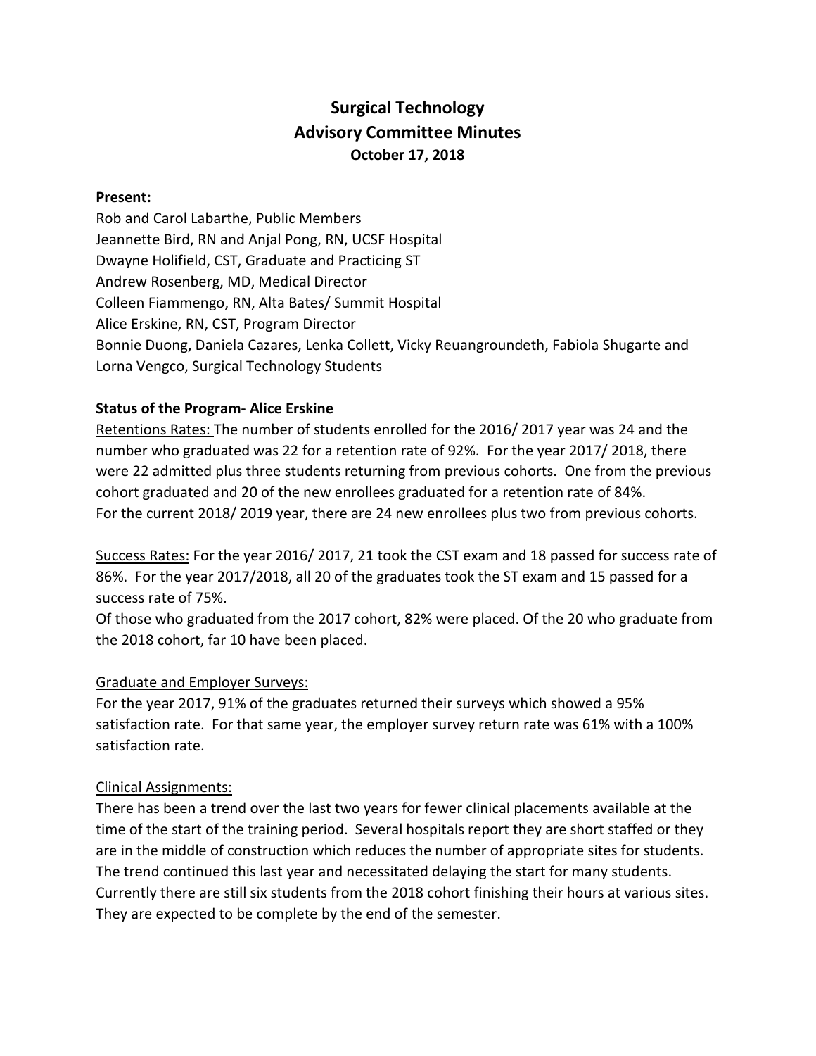# Surgical Technology
## Advisory Committee Minutes
### October 17, 2018

**Present:**

Rob and Carol Labarthe, Public Members
Jeannette Bird, RN and Anjal Pong, RN, UCSF Hospital
Dwayne Holifield, CST, Graduate and Practicing ST
Andrew Rosenberg, MD, Medical Director
Colleen Fiammengo, RN, Alta Bates/ Summit Hospital
Alice Erskine, RN, CST, Program Director
Bonnie Duong, Daniela Cazares, Lenka Collett, Vicky Reuangroundeth, Fabiola Shugarte and Lorna Vengco, Surgical Technology Students

**Status of the Program- Alice Erskine**

Retentions Rates: The number of students enrolled for the 2016/ 2017 year was 24 and the number who graduated was 22 for a retention rate of 92%. For the year 2017/ 2018, there were 22 admitted plus three students returning from previous cohorts. One from the previous cohort graduated and 20 of the new enrollees graduated for a retention rate of 84%. For the current 2018/ 2019 year, there are 24 new enrollees plus two from previous cohorts.

Success Rates: For the year 2016/ 2017, 21 took the CST exam and 18 passed for success rate of 86%. For the year 2017/2018, all 20 of the graduates took the ST exam and 15 passed for a success rate of 75%.
Of those who graduated from the 2017 cohort, 82% were placed. Of the 20 who graduate from the 2018 cohort, far 10 have been placed.

Graduate and Employer Surveys:

For the year 2017, 91% of the graduates returned their surveys which showed a 95% satisfaction rate. For that same year, the employer survey return rate was 61% with a 100% satisfaction rate.

Clinical Assignments:

There has been a trend over the last two years for fewer clinical placements available at the time of the start of the training period. Several hospitals report they are short staffed or they are in the middle of construction which reduces the number of appropriate sites for students. The trend continued this last year and necessitated delaying the start for many students. Currently there are still six students from the 2018 cohort finishing their hours at various sites. They are expected to be complete by the end of the semester.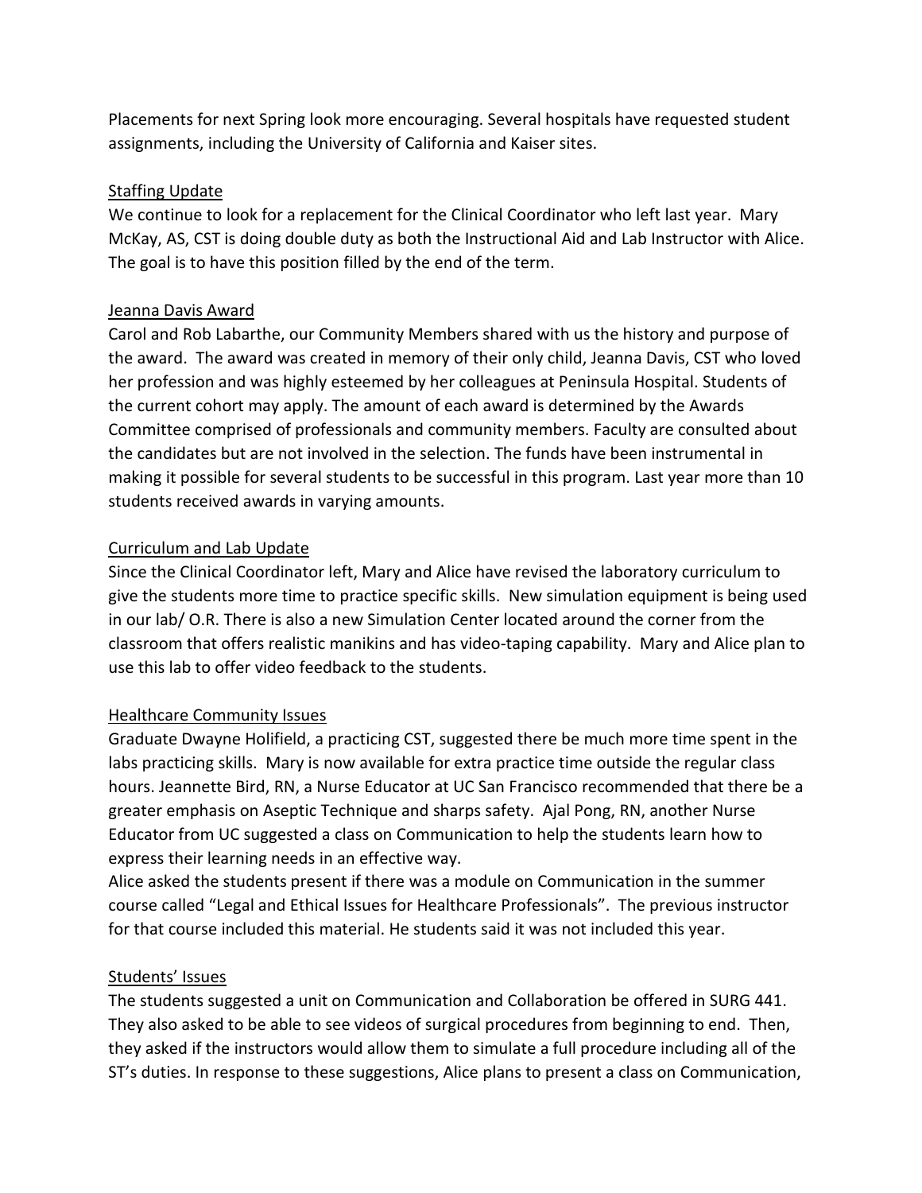Placements for next Spring look more encouraging. Several hospitals have requested student assignments, including the University of California and Kaiser sites.

## Staffing Update

We continue to look for a replacement for the Clinical Coordinator who left last year. Mary McKay, AS, CST is doing double duty as both the Instructional Aid and Lab Instructor with Alice. The goal is to have this position filled by the end of the term.

## Jeanna Davis Award

Carol and Rob Labarthe, our Community Members shared with us the history and purpose of the award. The award was created in memory of their only child, Jeanna Davis, CST who loved her profession and was highly esteemed by her colleagues at Peninsula Hospital. Students of the current cohort may apply. The amount of each award is determined by the Awards Committee comprised of professionals and community members. Faculty are consulted about the candidates but are not involved in the selection. The funds have been instrumental in making it possible for several students to be successful in this program. Last year more than 10 students received awards in varying amounts.

## Curriculum and Lab Update

Since the Clinical Coordinator left, Mary and Alice have revised the laboratory curriculum to give the students more time to practice specific skills. New simulation equipment is being used in our lab/ O.R. There is also a new Simulation Center located around the corner from the classroom that offers realistic manikins and has video-taping capability. Mary and Alice plan to use this lab to offer video feedback to the students.

## Healthcare Community Issues

Graduate Dwayne Holifield, a practicing CST, suggested there be much more time spent in the labs practicing skills. Mary is now available for extra practice time outside the regular class hours. Jeannette Bird, RN, a Nurse Educator at UC San Francisco recommended that there be a greater emphasis on Aseptic Technique and sharps safety. Ajal Pong, RN, another Nurse Educator from UC suggested a class on Communication to help the students learn how to express their learning needs in an effective way.

Alice asked the students present if there was a module on Communication in the summer course called "Legal and Ethical Issues for Healthcare Professionals". The previous instructor for that course included this material. He students said it was not included this year.

## Students' Issues

The students suggested a unit on Communication and Collaboration be offered in SURG 441. They also asked to be able to see videos of surgical procedures from beginning to end. Then, they asked if the instructors would allow them to simulate a full procedure including all of the ST's duties. In response to these suggestions, Alice plans to present a class on Communication,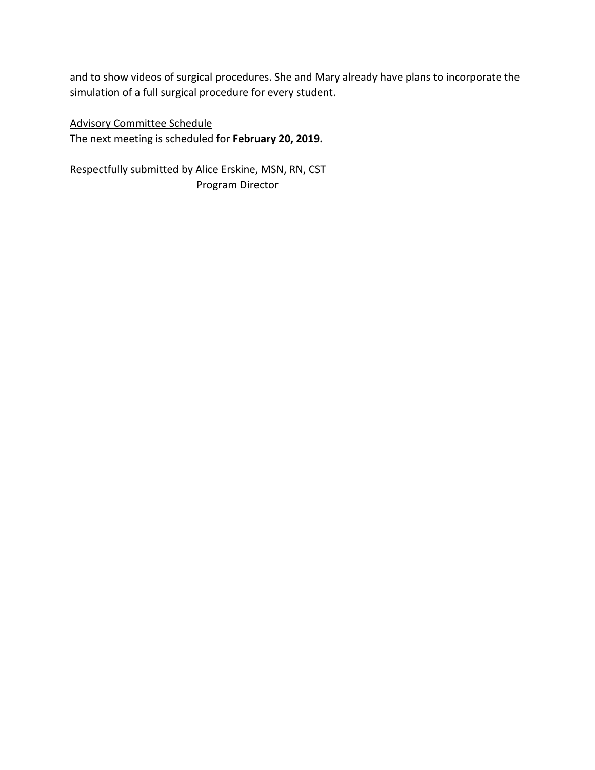and to show videos of surgical procedures. She and Mary already have plans to incorporate the simulation of a full surgical procedure for every student.

<u>Advisory Committee Schedule</u>

The next meeting is scheduled for **February 20, 2019.**

Respectfully submitted by Alice Erskine, MSN, RN, CST
Program Director